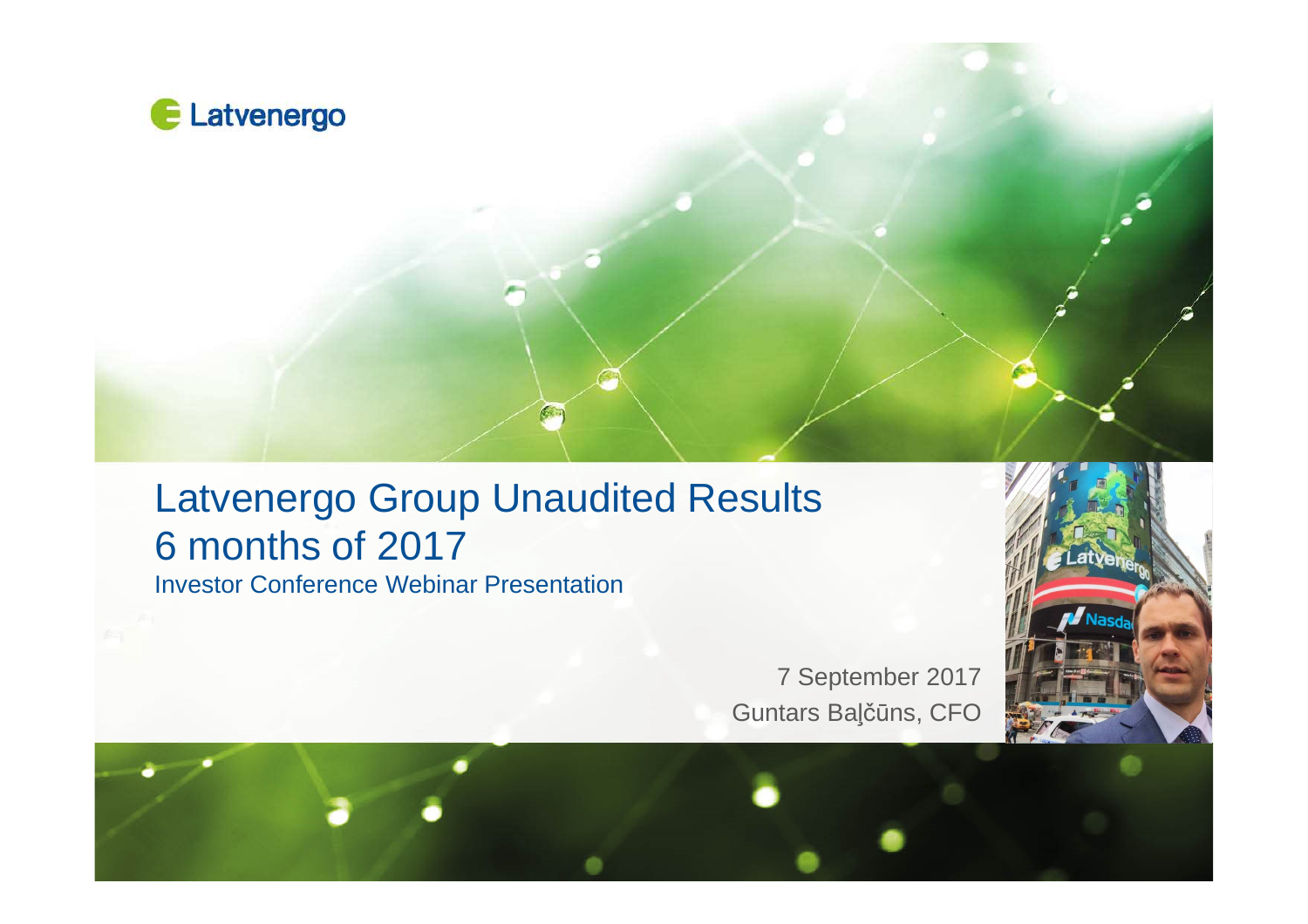Latvenergo

# Latvenergo Group Unaudited Results 6 months of 2017

Investor Conference Webinar Presentation

7 September 2017

Guntars Baļčūns, CFO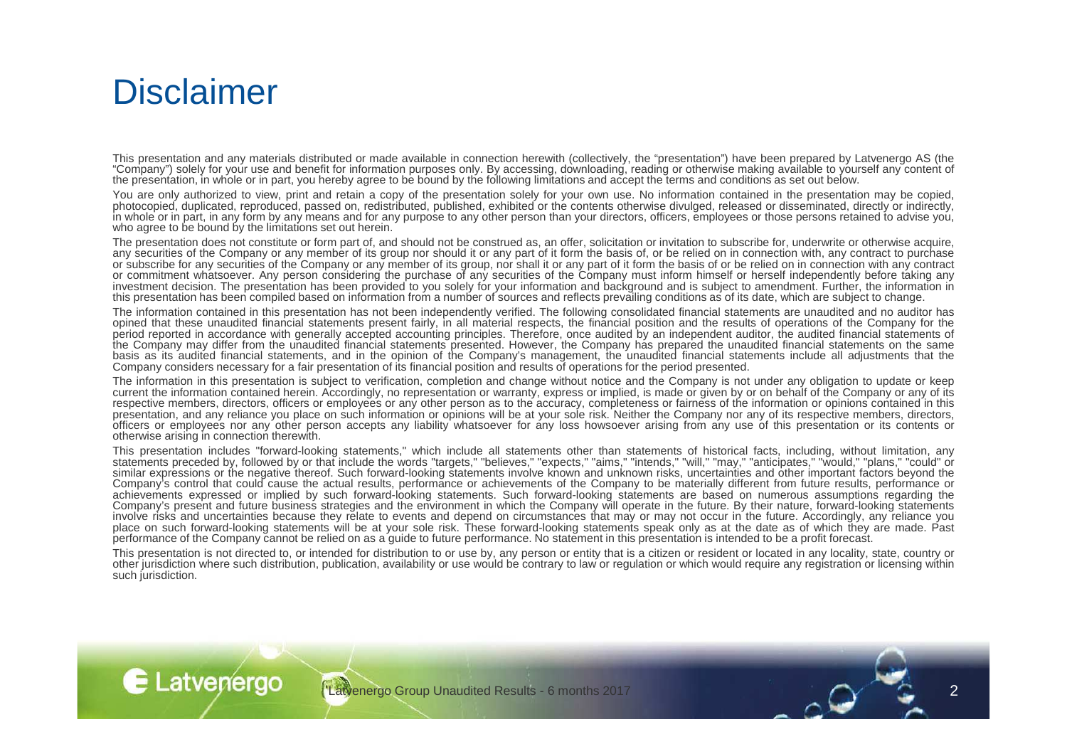# Disclaimer

This presentation and any materials distributed or made available in connection herewith (collectively, the "presentation") have been prepared by Latvenergo AS (the "Company") solely for your use and benefit for information purposes only. By accessing, downloading, reading or otherwise making available to yourself any content of the presentation, in whole or in part, you hereby agree to be bound by the following limitations and accept the terms and conditions as set out below.

You are only authorized to view, print and retain a copy of the presentation solely for your own use. No information contained in the presentation may be copied, photocopied, duplicated, reproduced, passed on, redistributed, published, exhibited or the contents otherwise divulged, released or disseminated, directly or indirectly, in whole or in part, in any form by any means and for any purpose to any other person than your directors, officers, employees or those persons retained to advise you, who agree to be bound by the limitations set out herein.

The presentation does not constitute or form part of, and should not be construed as, an offer, solicitation or invitation to subscribe for, underwrite or otherwise acquire, any securities of the Company or any member of its group nor should it or any part of it form the basis of, or be relied on in connection with, any contract to purchase or subscribe for any securities of the Company or any member of its group, nor shall it or any part of it form the basis of or be relied on in connection with any contract or commitment whatsoever. Any person considering the purchase of any securities of the Company must inform himself or herself independently before taking any investment decision. The presentation has been provided to you solely for your information and background and is subject to amendment. Further, the information in this presentation has been compiled based on information from a number of sources and reflects prevailing conditions as of its date, which are subject to change.

The information contained in this presentation has not been independently verified. The following consolidated financial statements are unaudited and no auditor has opined that these unaudited financial statements present fairly, in all material respects, the financial position and the results of operations of the Company for the period reported in accordance with generally accepted accounting principles. Therefore, once audited by an independent auditor, the audited financial statements of the Company may differ from the unaudited financial statements presented. However, the Company has prepared the unaudited financial statements on the same basis as its audited financial statements, and in the opinion of the Company's management, the unaudited financial statements include all adjustments that the Company considers necessary for a fair presentation of its financial position and results of operations for the period presented.

The information in this presentation is subject to verification, completion and change without notice and the Company is not under any obligation to update or keep current the information contained herein. Accordingly, no representation or warranty, express or implied, is made or given by or on behalf of the Company or any of its respective members, directors, officers or employees or any other person as to the accuracy, completeness or fairness of the information or opinions contained in this presentation, and any reliance you place on such information or opinions will be at your sole risk. Neither the Company nor any of its respective members, directors, officers or employees nor any other person accepts any liability whatsoever for any loss howsoever arising from any use of this presentation or its contents or otherwise arising in connection therewith.

This presentation includes "forward-looking statements," which include all statements other than statements of historical facts, including, without limitation, any statements preceded by, followed by or that include the words "targets," "believes," "expects," "aims," "intends," "will," "may," "anticipates," "would," "plans," "could" or similar expressions or the negative thereof. Such forward-looking statements involve known and unknown risks, uncertainties and other important factors beyond the Company's control that could cause the actual results, performance or achievements of the Company to be materially different from future results, performance or achievements expressed or implied by such forward-looking statements. Such forward-looking statements are based on numerous assumptions regarding the Company's present and future business strategies and the environment in which the Company will operate in the future. By their nature, forward-looking statements involve risks and uncertainties because they relate to events and depend on circumstances that may or may not occur in the future. Accordingly, any reliance you place on such forward-looking statements will be at your sole risk. These forward-looking statements speak only as at the date as of which they are made. Past performance of the Company cannot be relied on as a guide to future performance. No statement in this presentation is intended to be a profit forecast.

This presentation is not directed to, or intended for distribution to or use by, any person or entity that is a citizen or resident or located in any locality, state, country or other jurisdiction where such distribution, publication, availability or use would be contrary to law or regulation or which would require any registration or licensing within such jurisdiction.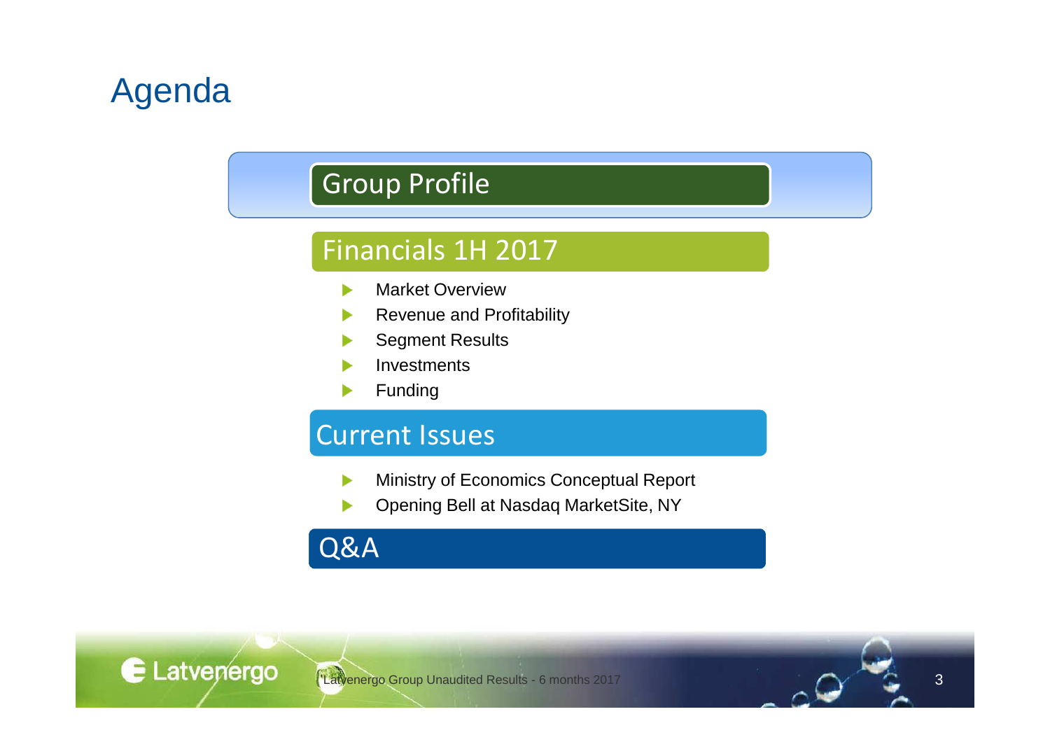# Agenda

## Group Profile

## Financials 1H 2017

- Market Overview
- Revenue and Profitability
- Segment Results
- Investments
- Funding

## Current Issues

- Ministry of Economics Conceptual Report
- Opening Bell at Nasdaq MarketSite, NY

## Q&A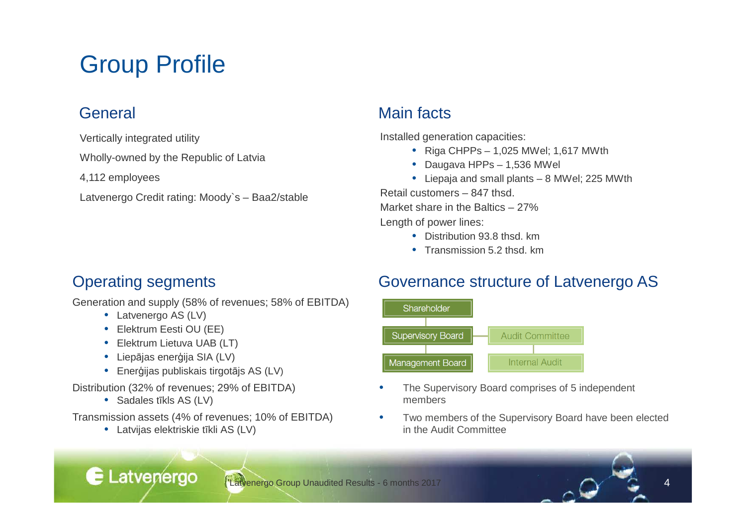# Group Profile

## General

Vertically integrated utility

Wholly-owned by the Republic of Latvia

4,112 employees

Latvenergo Credit rating: Moody`s – Baa2/stable

## Main facts

Installed generation capacities:

- Riga CHPPs – 1,025 MWel; 1,617 MWth
- Daugava HPPs – 1,536 MWel
- Liepaja and small plants – 8 MWel; 225 MWth

Retail customers – 847 thsd.

Market share in the Baltics – 27%

Length of power lines:

- Distribution 93.8 thsd. km
- Transmission 5.2 thsd. km

## Operating segments

Generation and supply (58% of revenues; 58% of EBITDA)

- Latvenergo AS (LV)
- Elektrum Eesti OU (EE)
- Elektrum Lietuva UAB (LT)
- Liepājas enerģija SIA (LV)
- Enerģijas publiskais tirgotājs AS (LV)

Distribution (32% of revenues; 29% of EBITDA)

- Sadales tīkls AS (LV)

Transmission assets (4% of revenues; 10% of EBITDA)

- Latvijas elektriskie tīkli AS (LV)

## Governance structure of Latvenergo AS

Shareholder

Supervisory Board — Audit Committee

Management Board — Internal Audit

- The Supervisory Board comprises of 5 independent members
- Two members of the Supervisory Board have been elected in the Audit Committee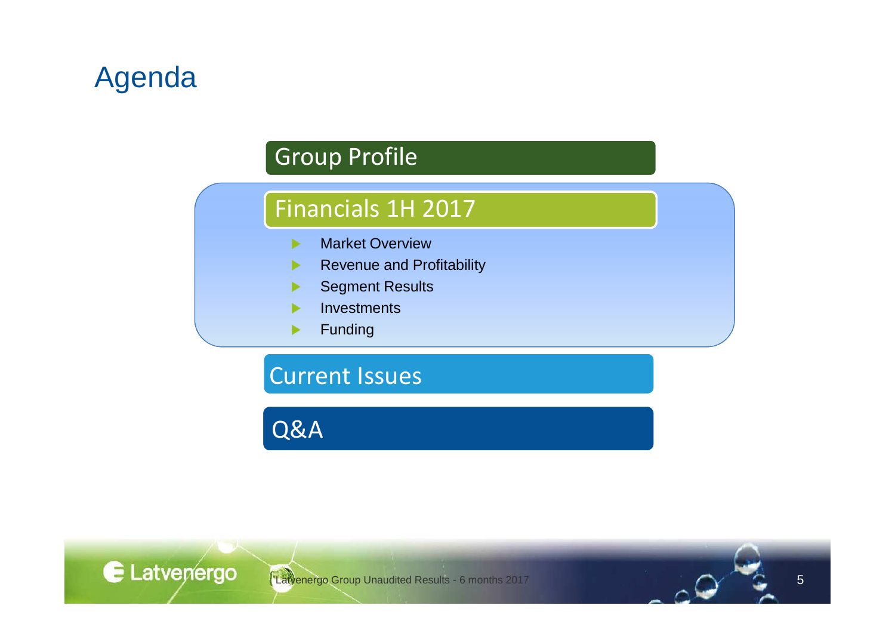# Agenda

## Group Profile

## Financials 1H 2017

- Market Overview
- Revenue and Profitability
- Segment Results
- Investments
- Funding

## Current Issues

## Q&A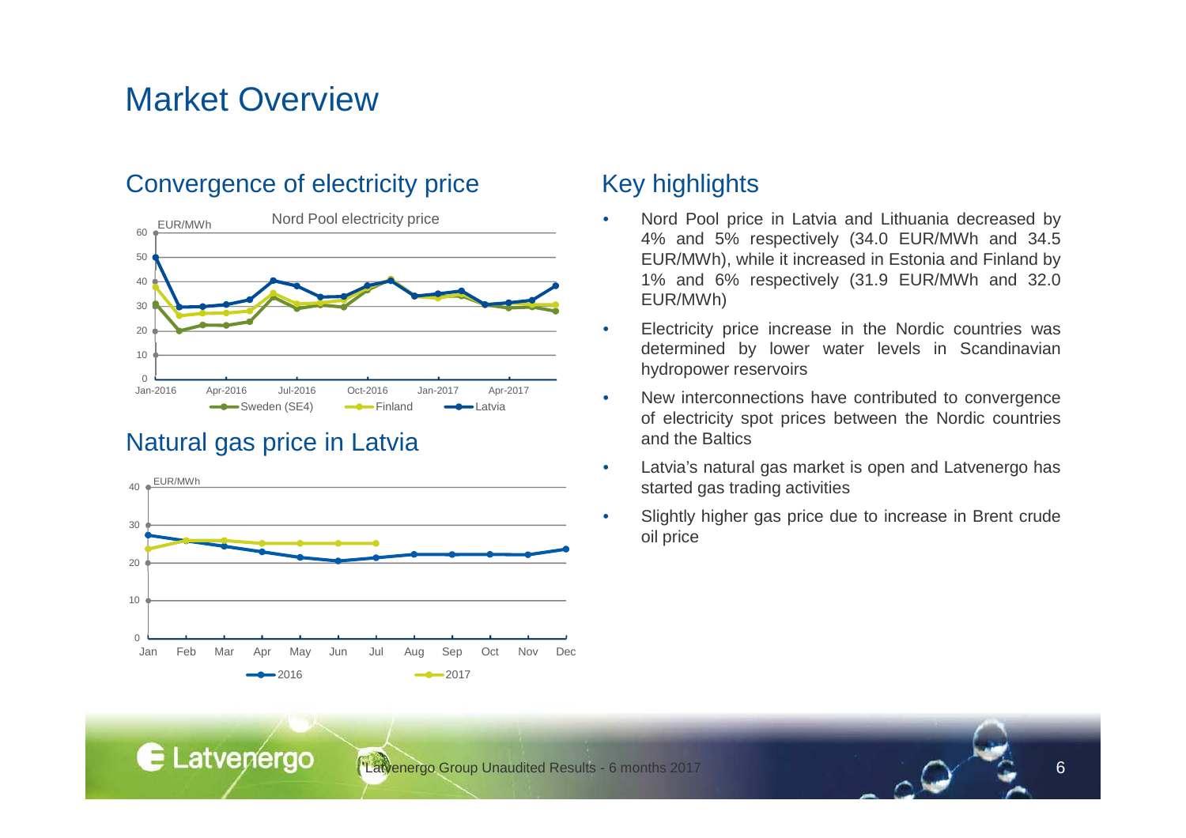# Market Overview

## Convergence of electricity price

Nord Pool electricity price

EUR/MWh

Sweden (SE4) — Finland — Latvia

## Natural gas price in Latvia

EUR/MWh

2016 — 2017

## Key highlights

- Nord Pool price in Latvia and Lithuania decreased by 4% and 5% respectively (34.0 EUR/MWh and 34.5 EUR/MWh), while it increased in Estonia and Finland by 1% and 6% respectively (31.9 EUR/MWh and 32.0 EUR/MWh)
- Electricity price increase in the Nordic countries was determined by lower water levels in Scandinavian hydropower reservoirs
- New interconnections have contributed to convergence of electricity spot prices between the Nordic countries and the Baltics
- Latvia's natural gas market is open and Latvenergo has started gas trading activities
- Slightly higher gas price due to increase in Brent crude oil price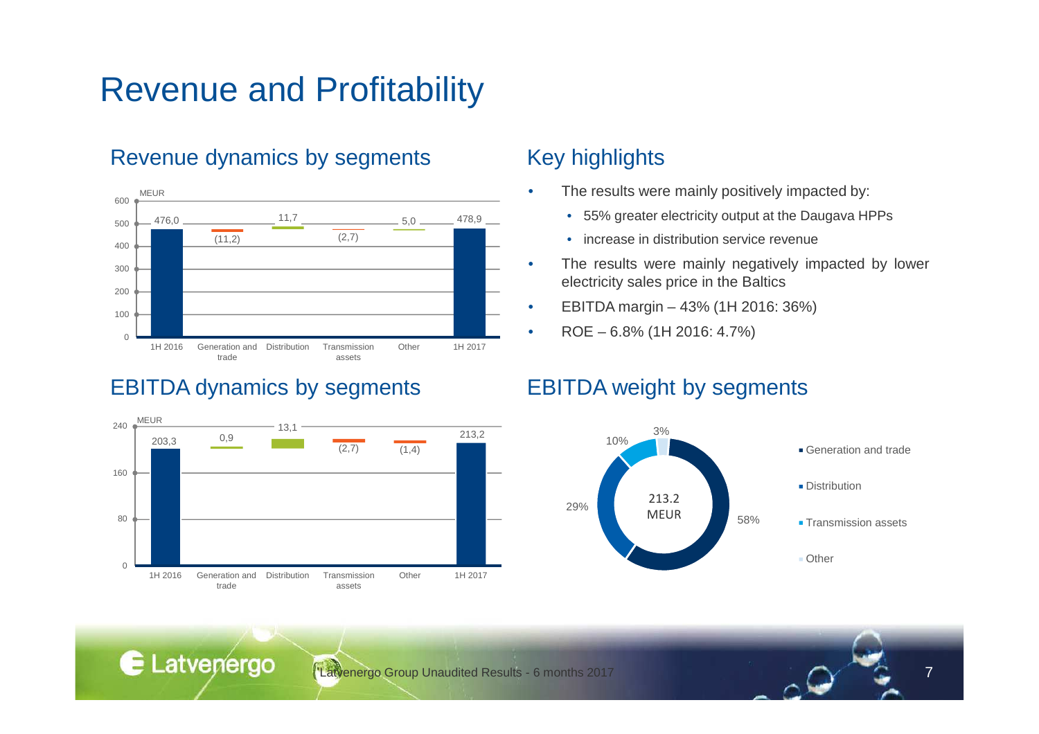# Revenue and Profitability

## Revenue dynamics by segments

MEUR

| | 1H 2016 | Generation and trade | Distribution | Transmission assets | Other | 1H 2017 |
|---|---|---|---|---|---|---|
| MEUR | 476,0 | (11,2) | 11,7 | (2,7) | 5,0 | 478,9 |

## Key highlights

- The results were mainly positively impacted by:
  - 55% greater electricity output at the Daugava HPPs
  - increase in distribution service revenue
- The results were mainly negatively impacted by lower electricity sales price in the Baltics
- EBITDA margin – 43% (1H 2016: 36%)
- ROE – 6.8% (1H 2016: 4.7%)

## EBITDA dynamics by segments

MEUR

| | 1H 2016 | Generation and trade | Distribution | Transmission assets | Other | 1H 2017 |
|---|---|---|---|---|---|---|
| MEUR | 203,3 | 0,9 | 13,1 | (2,7) | (1,4) | 213,2 |

## EBITDA weight by segments

213.2 MEUR

| Segment | Weight |
|---|---|
| Generation and trade | 58% |
| Distribution | 29% |
| Transmission assets | 10% |
| Other | 3% |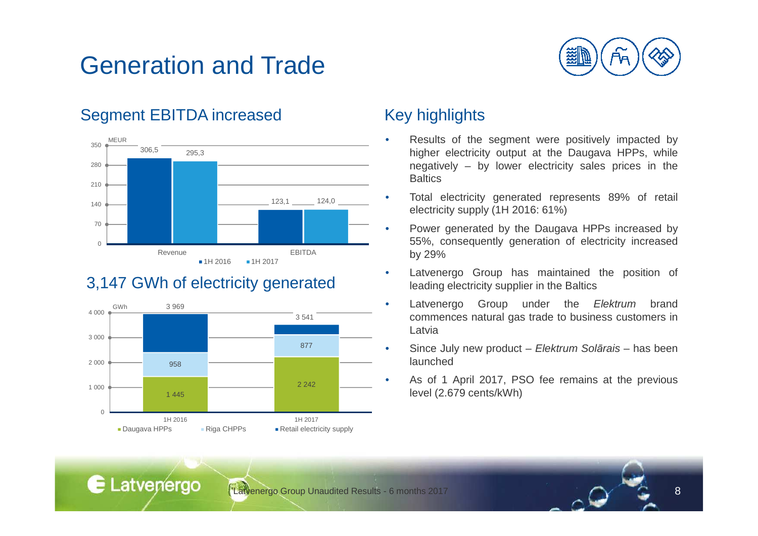# Generation and Trade

## Segment EBITDA increased

MEUR

| | 1H 2016 | 1H 2017 |
|---|---|---|
| Revenue | 306,5 | 295,3 |
| EBITDA | 123,1 | 124,0 |

## 3,147 GWh of electricity generated

GWh

| | Daugava HPPs | Riga CHPPs | Retail electricity supply |
|---|---|---|---|
| 1H 2016 | 1 445 | 958 | 3 969 |
| 1H 2017 | 2 242 | 877 | 3 541 |

## Key highlights

- Results of the segment were positively impacted by higher electricity output at the Daugava HPPs, while negatively – by lower electricity sales prices in the Baltics
- Total electricity generated represents 89% of retail electricity supply (1H 2016: 61%)
- Power generated by the Daugava HPPs increased by 55%, consequently generation of electricity increased by 29%
- Latvenergo Group has maintained the position of leading electricity supplier in the Baltics
- Latvenergo Group under the *Elektrum* brand commences natural gas trade to business customers in Latvia
- Since July new product – *Elektrum Solārais* – has been launched
- As of 1 April 2017, PSO fee remains at the previous level (2.679 cents/kWh)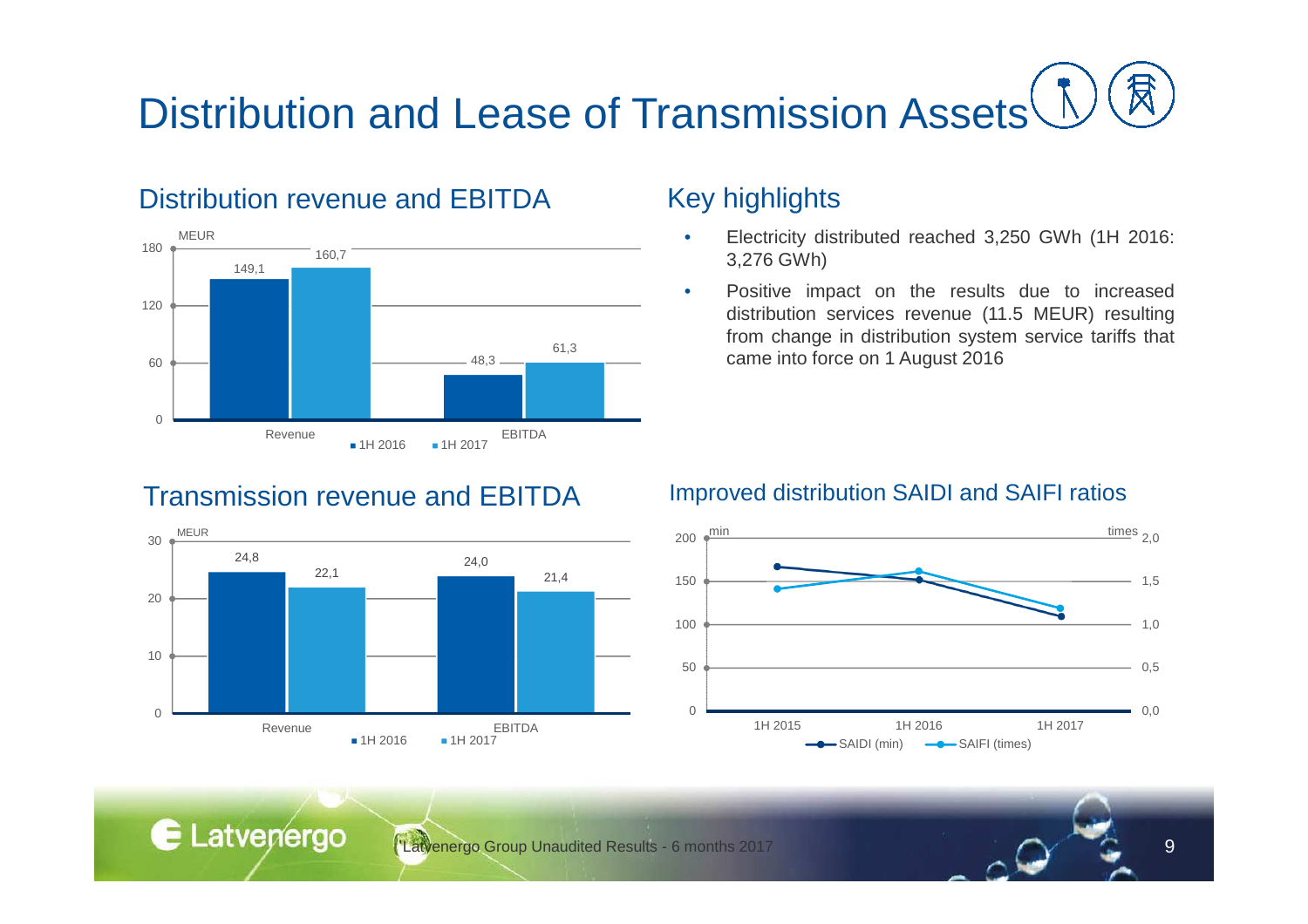# Distribution and Lease of Transmission Assets

## Distribution revenue and EBITDA

MEUR

| | 1H 2016 | 1H 2017 |
|---|---|---|
| Revenue | 149,1 | 160,7 |
| EBITDA | 48,3 | 61,3 |

## Key highlights

- Electricity distributed reached 3,250 GWh (1H 2016: 3,276 GWh)
- Positive impact on the results due to increased distribution services revenue (11.5 MEUR) resulting from change in distribution system service tariffs that came into force on 1 August 2016

## Transmission revenue and EBITDA

MEUR

| | 1H 2016 | 1H 2017 |
|---|---|---|
| Revenue | 24,8 | 22,1 |
| EBITDA | 24,0 | 21,4 |

## Improved distribution SAIDI and SAIFI ratios

SAIDI (min), SAIFI (times)

Latvenergo Group Unaudited Results - 6 months 2017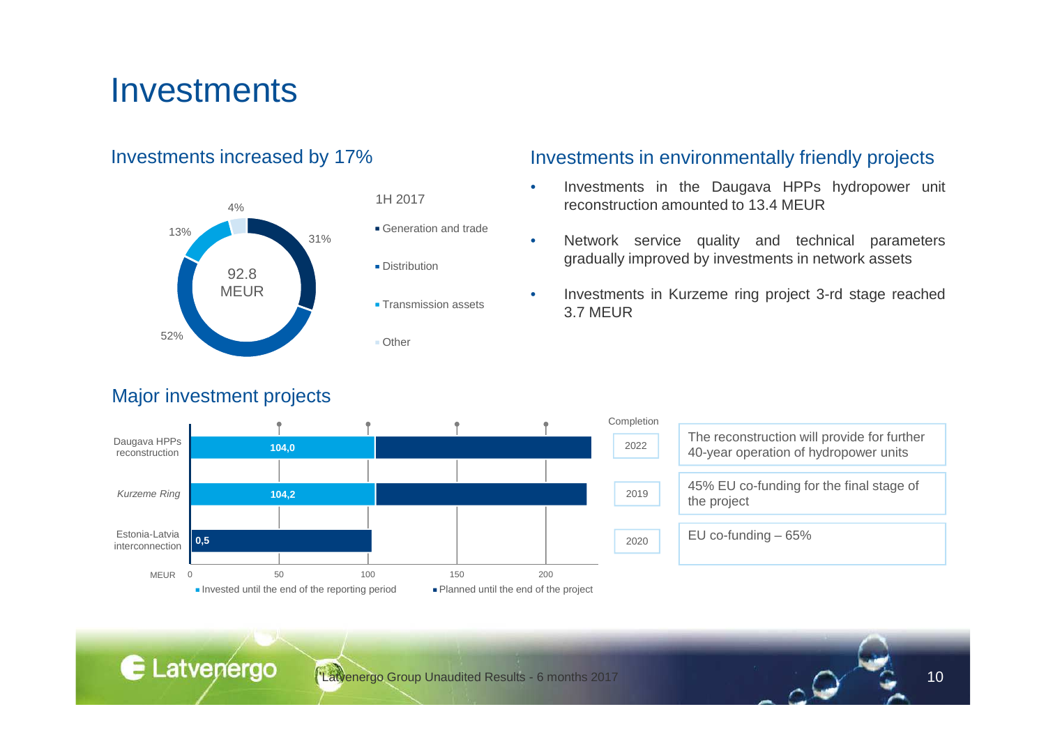# Investments

## Investments increased by 17%

1H 2017 – 92.8 MEUR

| Segment | Share |
|---|---|
| Generation and trade | 31% |
| Distribution | 52% |
| Transmission assets | 13% |
| Other | 4% |

## Investments in environmentally friendly projects

- Investments in the Daugava HPPs hydropower unit reconstruction amounted to 13.4 MEUR
- Network service quality and technical parameters gradually improved by investments in network assets
- Investments in Kurzeme ring project 3-rd stage reached 3.7 MEUR

## Major investment projects

| Project | Invested until the end of the reporting period (MEUR) | Completion | |
|---|---|---|---|
| Daugava HPPs reconstruction | 104,0 | 2022 | The reconstruction will provide for further 40-year operation of hydropower units |
| *Kurzeme Ring* | 104,2 | 2019 | 45% EU co-funding for the final stage of the project |
| Estonia-Latvia interconnection | 0,5 | 2020 | EU co-funding – 65% |

Legend: Invested until the end of the reporting period; Planned until the end of the project (MEUR, axis 0–200)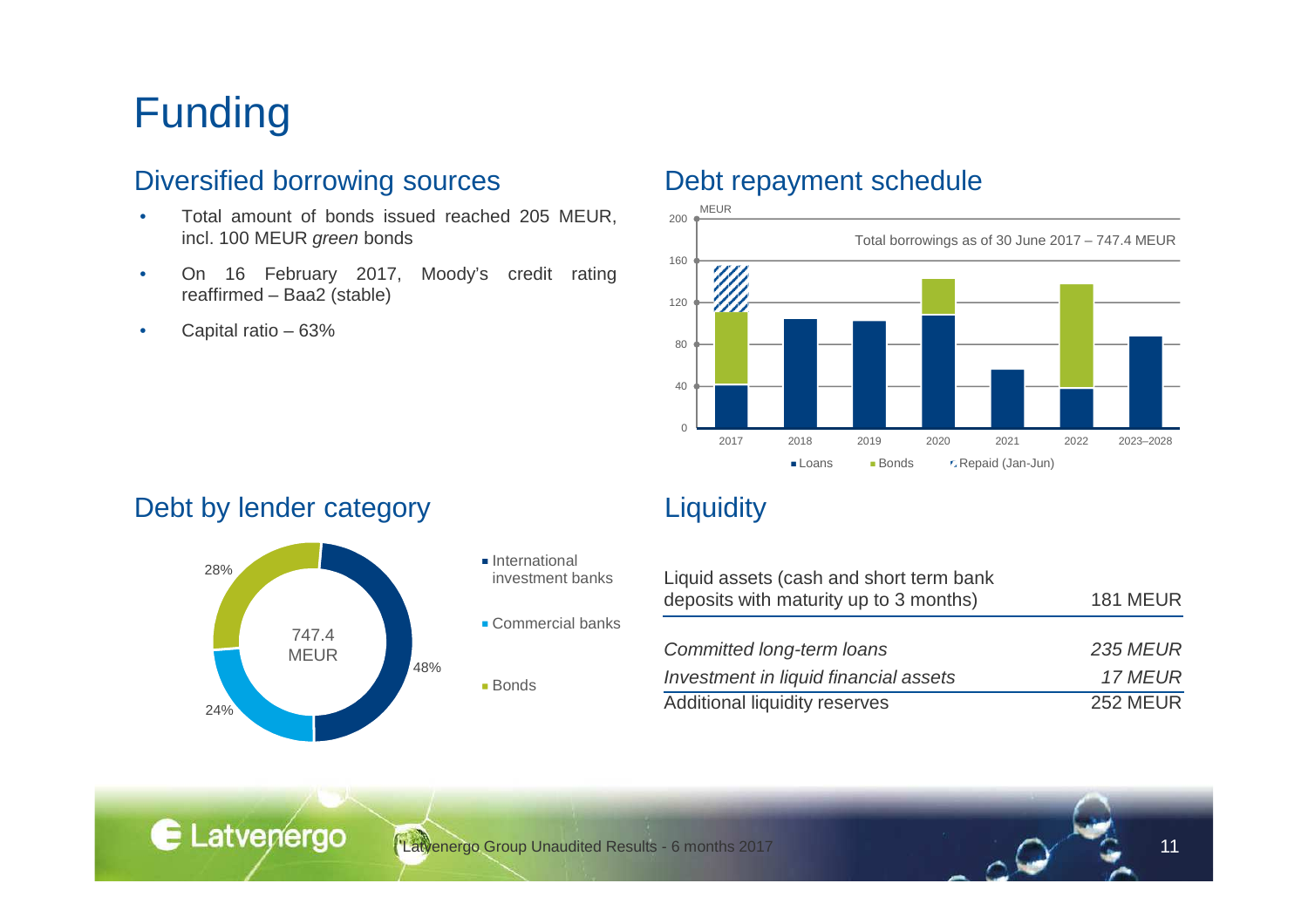# Funding

## Diversified borrowing sources

- Total amount of bonds issued reached 205 MEUR, incl. 100 MEUR *green* bonds
- On 16 February 2017, Moody's credit rating reaffirmed – Baa2 (stable)
- Capital ratio – 63%

## Debt repayment schedule

MEUR

Total borrowings as of 30 June 2017 – 747.4 MEUR

Loans | Bonds | Repaid (Jan-Jun)

2017, 2018, 2019, 2020, 2021, 2022, 2023–2028

## Debt by lender category

747.4 MEUR

- International investment banks – 48%
- Commercial banks – 24%
- Bonds – 28%

## Liquidity

| | |
|---|---|
| Liquid assets (cash and short term bank deposits with maturity up to 3 months) | 181 MEUR |
| *Committed long-term loans* | *235 MEUR* |
| *Investment in liquid financial assets* | *17 MEUR* |
| Additional liquidity reserves | 252 MEUR |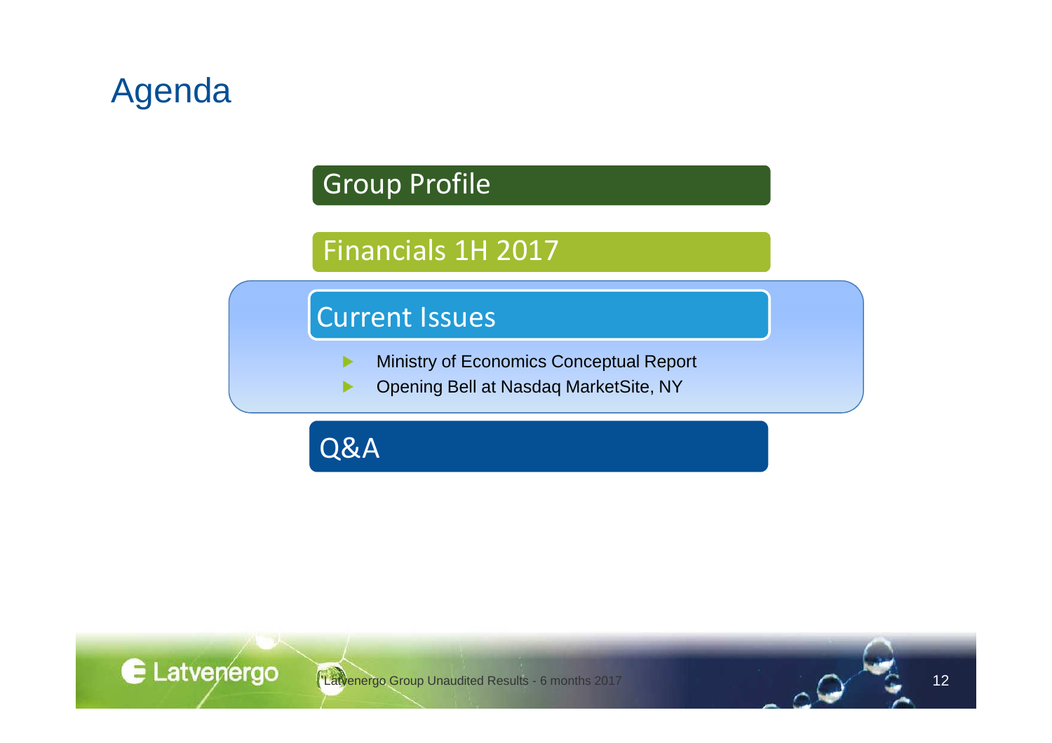# Agenda

## Group Profile

## Financials 1H 2017

## Current Issues

- Ministry of Economics Conceptual Report
- Opening Bell at Nasdaq MarketSite, NY

## Q&A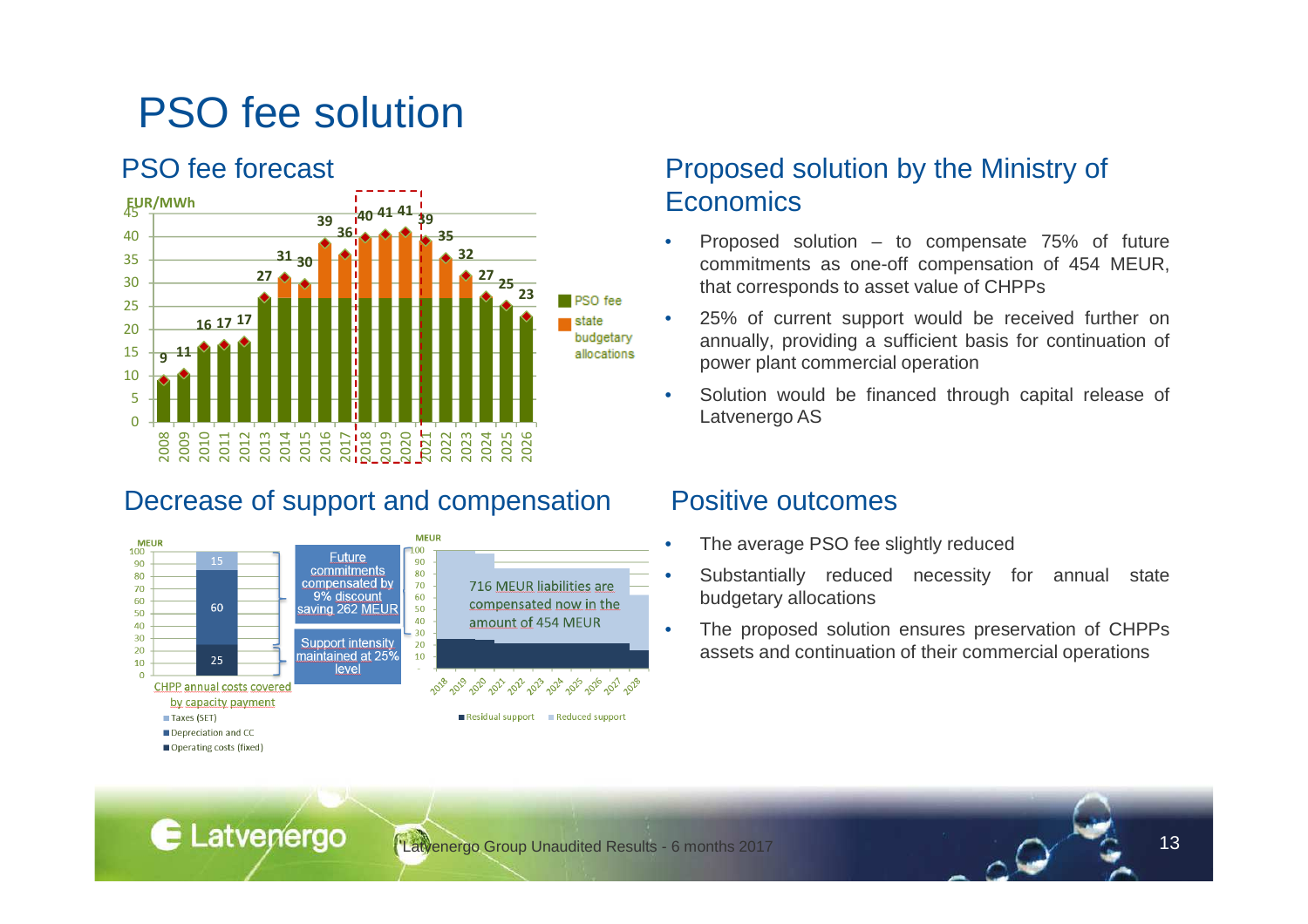# PSO fee solution

## PSO fee forecast

EUR/MWh

| Year | PSO fee forecast (EUR/MWh) |
|---|---|
| 2008 | 9 |
| 2009 | 11 |
| 2010 | 16 |
| 2011 | 17 |
| 2012 | 17 |
| 2013 | 27 |
| 2014 | 31 |
| 2015 | 30 |
| 2016 | 39 |
| 2017 | 36 |
| 2018 | 40 |
| 2019 | 41 |
| 2020 | 41 |
| 2021 | 39 |
| 2022 | 35 |
| 2023 | 32 |
| 2024 | 27 |
| 2025 | 25 |
| 2026 | 23 |

PSO fee / state budgetary allocations

## Proposed solution by the Ministry of Economics

- Proposed solution – to compensate 75% of future commitments as one-off compensation of 454 MEUR, that corresponds to asset value of CHPPs
- 25% of current support would be received further on annually, providing a sufficient basis for continuation of power plant commercial operation
- Solution would be financed through capital release of Latvenergo AS

## Decrease of support and compensation

MEUR

CHPP annual costs covered by capacity payment:

- Taxes (SET): 15
- Depreciation and CC: 60
- Operating costs (fixed): 25

Future commitments compensated by 9% discount saving 262 MEUR

Support intensity maintained at 25% level

716 MEUR liabilities are compensated now in the amount of 454 MEUR

Residual support / Reduced support (2018–2028)

## Positive outcomes

- The average PSO fee slightly reduced
- Substantially reduced necessity for annual state budgetary allocations
- The proposed solution ensures preservation of CHPPs assets and continuation of their commercial operations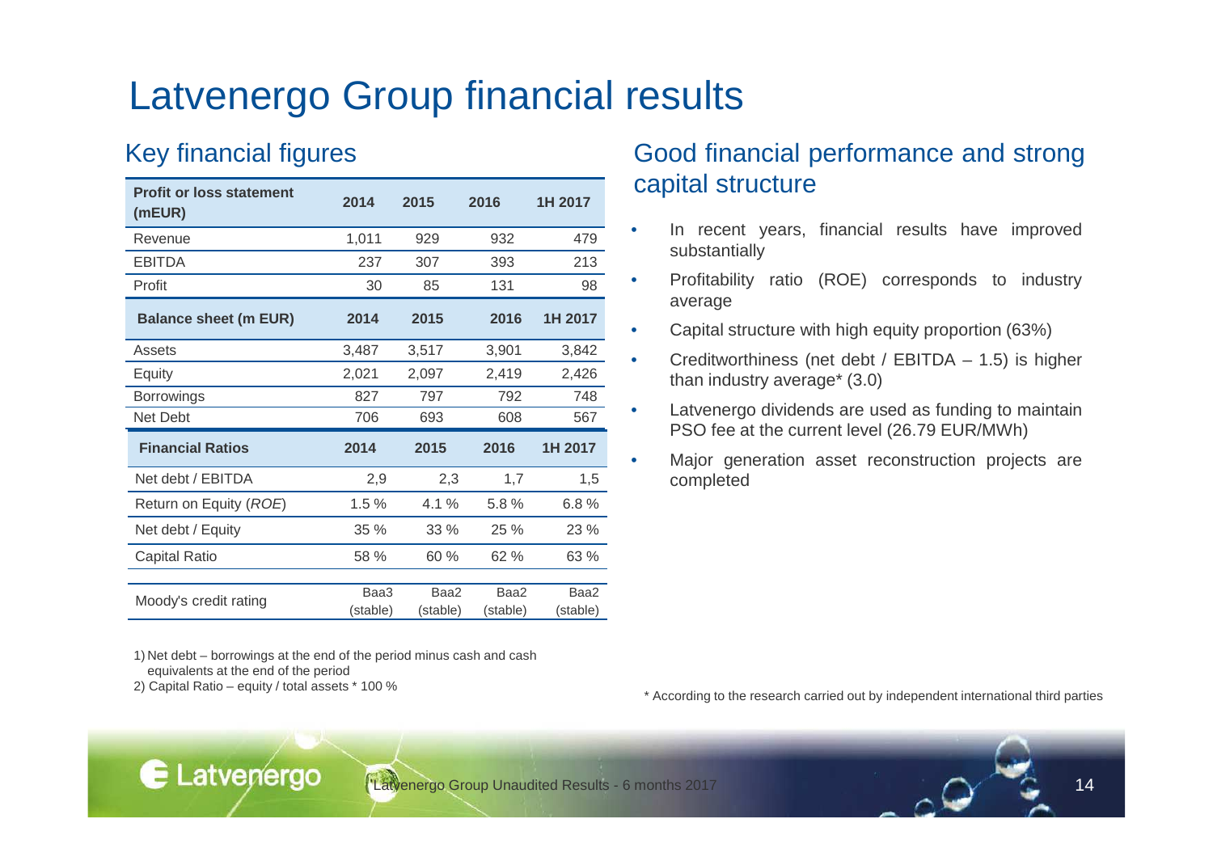# Latvenergo Group financial results

## Key financial figures

| Profit or loss statement (mEUR) | 2014 | 2015 | 2016 | 1H 2017 |
|---|---|---|---|---|
| Revenue | 1,011 | 929 | 932 | 479 |
| EBITDA | 237 | 307 | 393 | 213 |
| Profit | 30 | 85 | 131 | 98 |
| **Balance sheet (m EUR)** | **2014** | **2015** | **2016** | **1H 2017** |
| Assets | 3,487 | 3,517 | 3,901 | 3,842 |
| Equity | 2,021 | 2,097 | 2,419 | 2,426 |
| Borrowings | 827 | 797 | 792 | 748 |
| Net Debt | 706 | 693 | 608 | 567 |
| **Financial Ratios** | **2014** | **2015** | **2016** | **1H 2017** |
| Net debt / EBITDA | 2,9 | 2,3 | 1,7 | 1,5 |
| Return on Equity (*ROE*) | 1.5 % | 4.1 % | 5.8 % | 6.8 % |
| Net debt / Equity | 35 % | 33 % | 25 % | 23 % |
| Capital Ratio | 58 % | 60 % | 62 % | 63 % |
| Moody's credit rating | Baa3 (stable) | Baa2 (stable) | Baa2 (stable) | Baa2 (stable) |

1) Net debt – borrowings at the end of the period minus cash and cash equivalents at the end of the period
2) Capital Ratio – equity / total assets * 100 %

## Good financial performance and strong capital structure

- In recent years, financial results have improved substantially
- Profitability ratio (ROE) corresponds to industry average
- Capital structure with high equity proportion (63%)
- Creditworthiness (net debt / EBITDA – 1.5) is higher than industry average* (3.0)
- Latvenergo dividends are used as funding to maintain PSO fee at the current level (26.79 EUR/MWh)
- Major generation asset reconstruction projects are completed

\* According to the research carried out by independent international third parties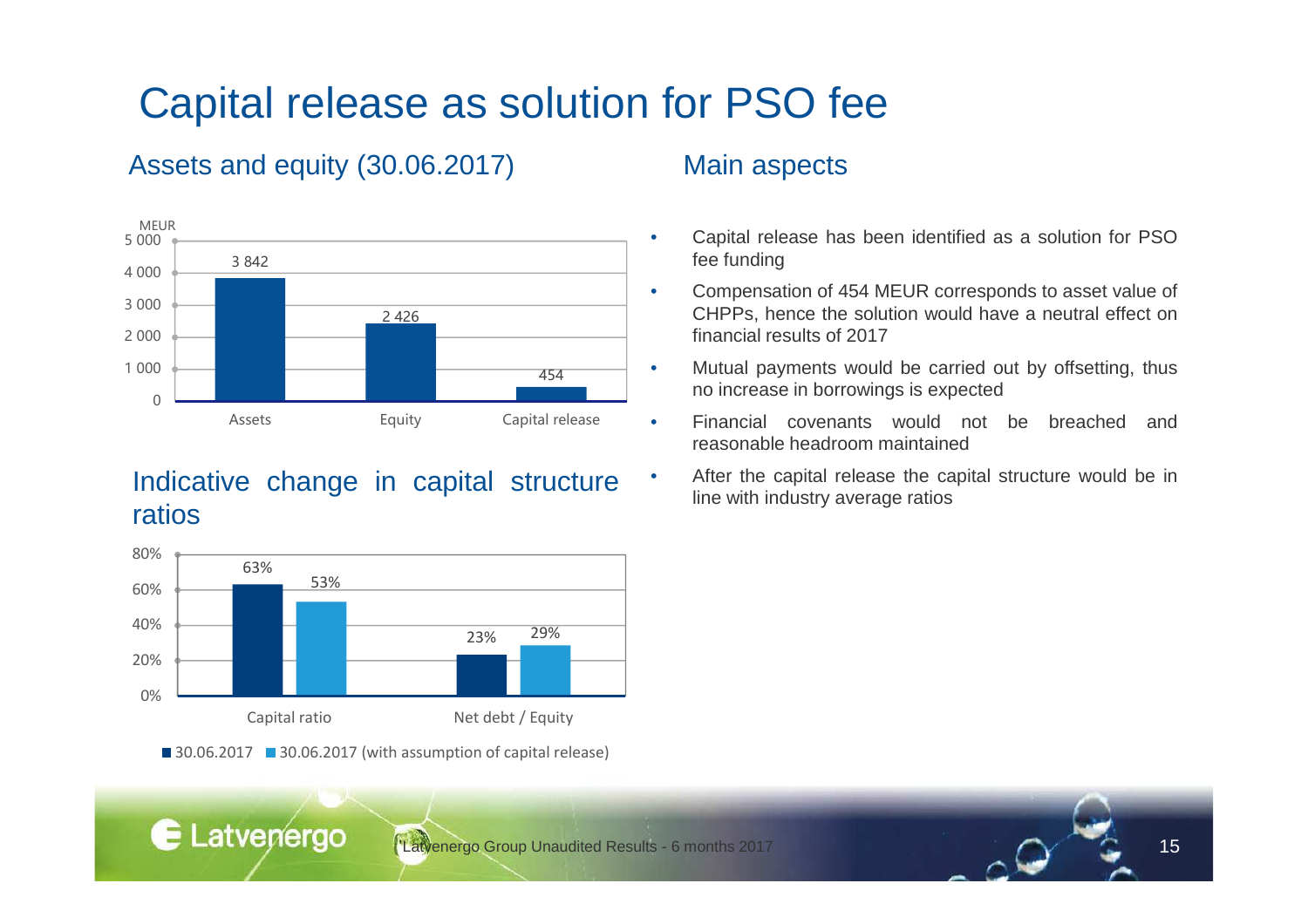# Capital release as solution for PSO fee

## Assets and equity (30.06.2017)

| MEUR | Assets | Equity | Capital release |
|---|---|---|---|
| 30.06.2017 | 3 842 | 2 426 | 454 |

## Indicative change in capital structure ratios

| | Capital ratio | Net debt / Equity |
|---|---|---|
| 30.06.2017 | 63% | 23% |
| 30.06.2017 (with assumption of capital release) | 53% | 29% |

## Main aspects

- Capital release has been identified as a solution for PSO fee funding
- Compensation of 454 MEUR corresponds to asset value of CHPPs, hence the solution would have a neutral effect on financial results of 2017
- Mutual payments would be carried out by offsetting, thus no increase in borrowings is expected
- Financial covenants would not be breached and reasonable headroom maintained
- After the capital release the capital structure would be in line with industry average ratios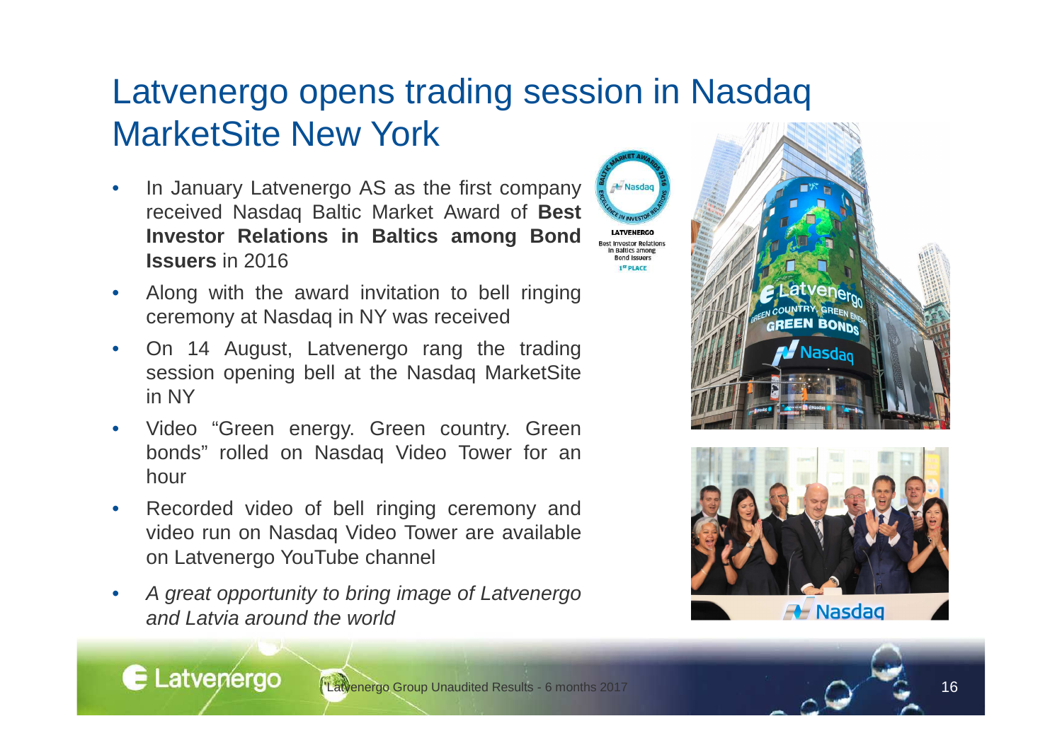# Latvenergo opens trading session in Nasdaq MarketSite New York

- In January Latvenergo AS as the first company received Nasdaq Baltic Market Award of **Best Investor Relations in Baltics among Bond Issuers** in 2016
- Along with the award invitation to bell ringing ceremony at Nasdaq in NY was received
- On 14 August, Latvenergo rang the trading session opening bell at the Nasdaq MarketSite in NY
- Video "Green energy. Green country. Green bonds" rolled on Nasdaq Video Tower for an hour
- Recorded video of bell ringing ceremony and video run on Nasdaq Video Tower are available on Latvenergo YouTube channel
- *A great opportunity to bring image of Latvenergo and Latvia around the world*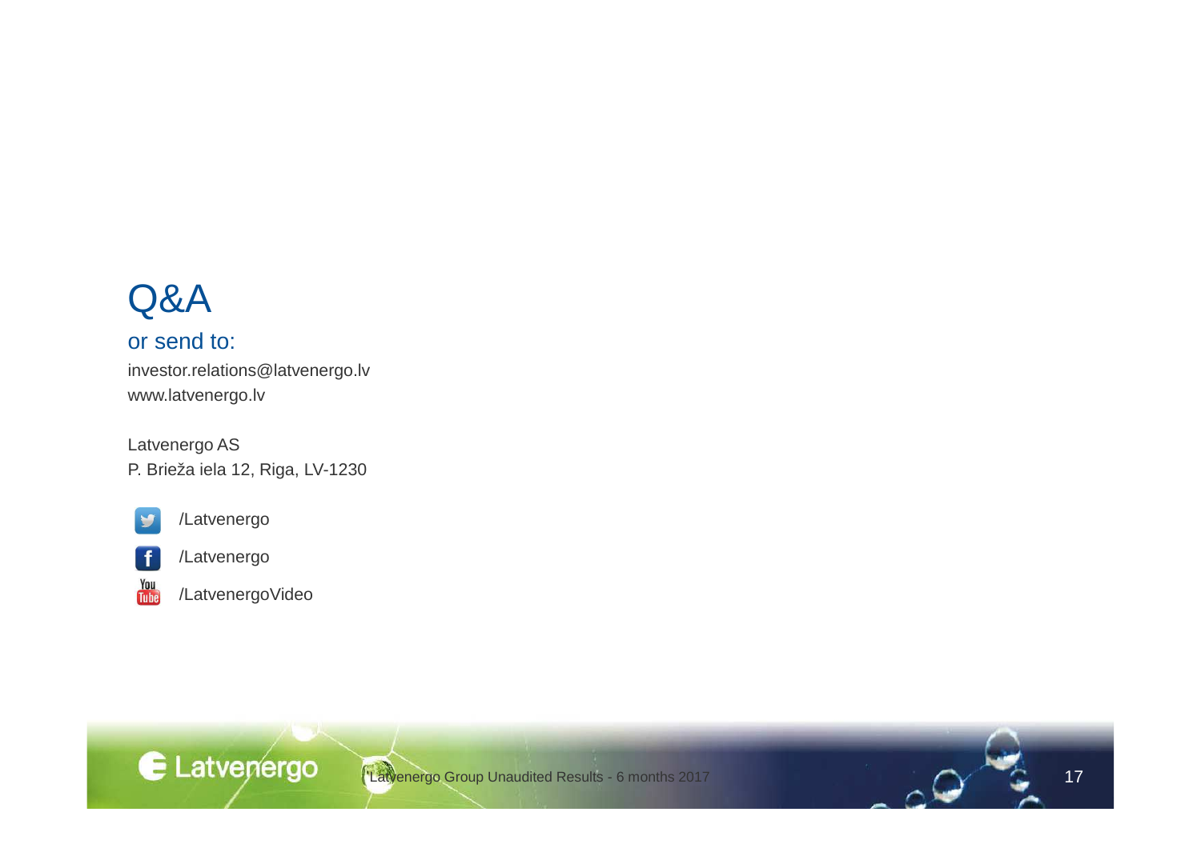# Q&A

## or send to:

investor.relations@latvenergo.lv
www.latvenergo.lv

Latvenergo AS
P. Brieža iela 12, Riga, LV-1230

/Latvenergo

/Latvenergo

/LatvenergoVideo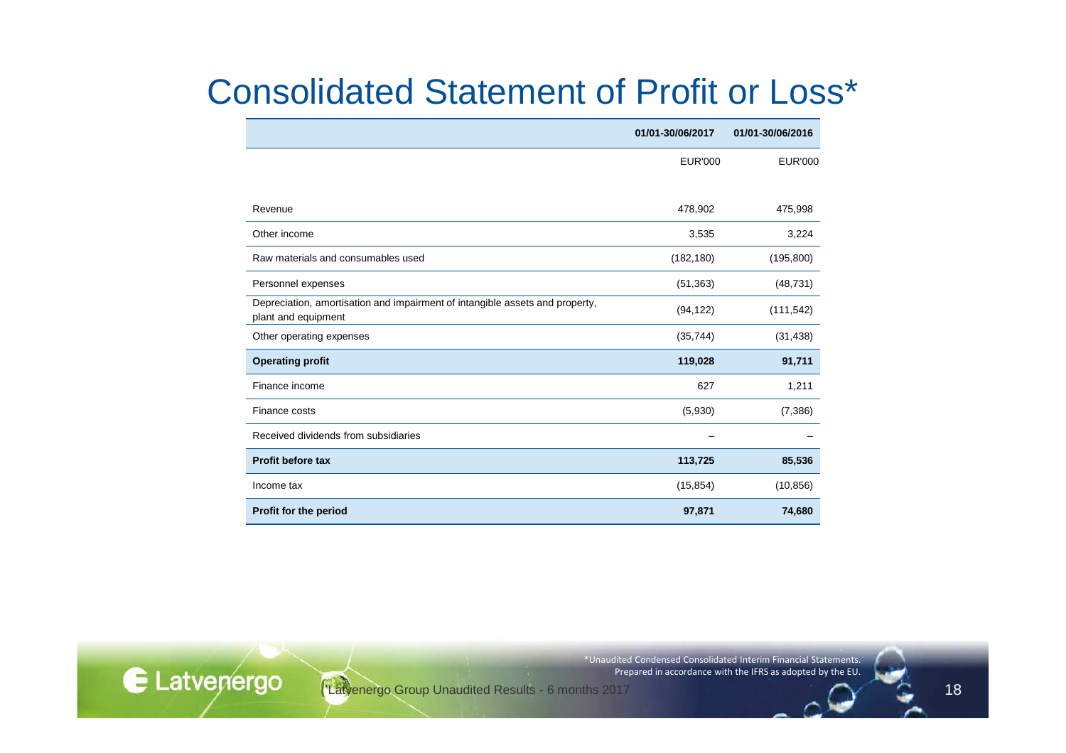# Consolidated Statement of Profit or Loss*

| | 01/01-30/06/2017 | 01/01-30/06/2016 |
|---|---|---|
| | EUR'000 | EUR'000 |
| Revenue | 478,902 | 475,998 |
| Other income | 3,535 | 3,224 |
| Raw materials and consumables used | (182,180) | (195,800) |
| Personnel expenses | (51,363) | (48,731) |
| Depreciation, amortisation and impairment of intangible assets and property, plant and equipment | (94,122) | (111,542) |
| Other operating expenses | (35,744) | (31,438) |
| **Operating profit** | **119,028** | **91,711** |
| Finance income | 627 | 1,211 |
| Finance costs | (5,930) | (7,386) |
| Received dividends from subsidiaries | – | – |
| **Profit before tax** | **113,725** | **85,536** |
| Income tax | (15,854) | (10,856) |
| **Profit for the period** | **97,871** | **74,680** |

*Unaudited Condensed Consolidated Interim Financial Statements. Prepared in accordance with the IFRS as adopted by the EU.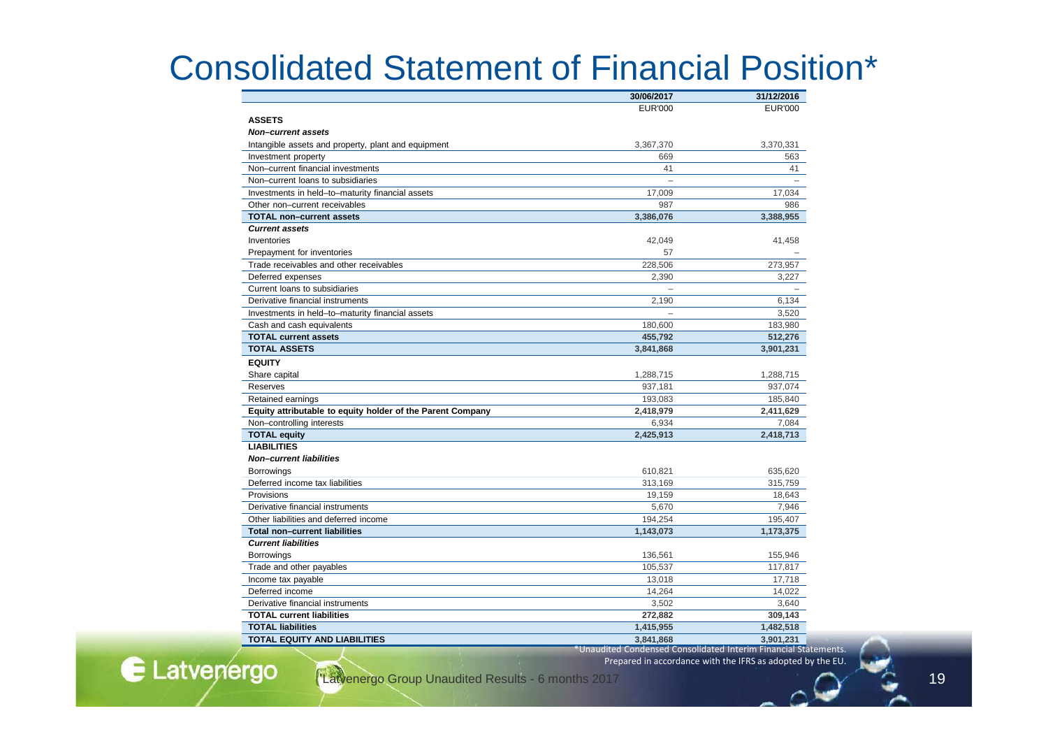# Consolidated Statement of Financial Position*

| | 30/06/2017 | 31/12/2016 |
|---|---|---|
| | EUR'000 | EUR'000 |
| **ASSETS** | | |
| ***Non–current assets*** | | |
| Intangible assets and property, plant and equipment | 3,367,370 | 3,370,331 |
| Investment property | 669 | 563 |
| Non–current financial investments | 41 | 41 |
| Non–current loans to subsidiaries | – | – |
| Investments in held–to–maturity financial assets | 17,009 | 17,034 |
| Other non–current receivables | 987 | 986 |
| **TOTAL non–current assets** | **3,386,076** | **3,388,955** |
| ***Current assets*** | | |
| Inventories | 42,049 | 41,458 |
| Prepayment for inventories | 57 | – |
| Trade receivables and other receivables | 228,506 | 273,957 |
| Deferred expenses | 2,390 | 3,227 |
| Current loans to subsidiaries | – | – |
| Derivative financial instruments | 2,190 | 6,134 |
| Investments in held–to–maturity financial assets | – | 3,520 |
| Cash and cash equivalents | 180,600 | 183,980 |
| **TOTAL current assets** | **455,792** | **512,276** |
| **TOTAL ASSETS** | **3,841,868** | **3,901,231** |
| **EQUITY** | | |
| Share capital | 1,288,715 | 1,288,715 |
| Reserves | 937,181 | 937,074 |
| Retained earnings | 193,083 | 185,840 |
| **Equity attributable to equity holder of the Parent Company** | **2,418,979** | **2,411,629** |
| Non–controlling interests | 6,934 | 7,084 |
| **TOTAL equity** | **2,425,913** | **2,418,713** |
| **LIABILITIES** | | |
| ***Non–current liabilities*** | | |
| Borrowings | 610,821 | 635,620 |
| Deferred income tax liabilities | 313,169 | 315,759 |
| Provisions | 19,159 | 18,643 |
| Derivative financial instruments | 5,670 | 7,946 |
| Other liabilities and deferred income | 194,254 | 195,407 |
| **Total non–current liabilities** | **1,143,073** | **1,173,375** |
| ***Current liabilities*** | | |
| Borrowings | 136,561 | 155,946 |
| Trade and other payables | 105,537 | 117,817 |
| Income tax payable | 13,018 | 17,718 |
| Deferred income | 14,264 | 14,022 |
| Derivative financial instruments | 3,502 | 3,640 |
| **TOTAL current liabilities** | **272,882** | **309,143** |
| **TOTAL liabilities** | **1,415,955** | **1,482,518** |
| **TOTAL EQUITY AND LIABILITIES** | **3,841,868** | **3,901,231** |

*Unaudited Condensed Consolidated Interim Financial Statements. Prepared in accordance with the IFRS as adopted by the EU.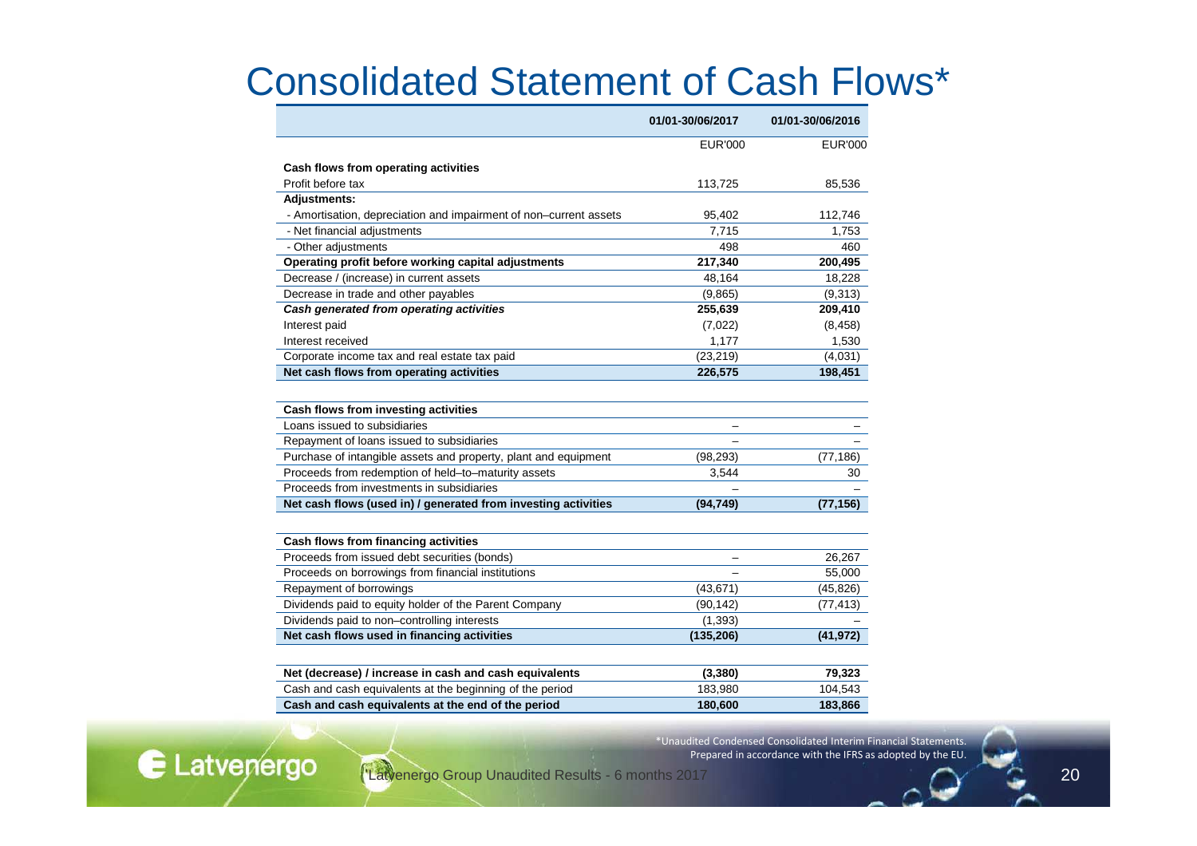# Consolidated Statement of Cash Flows*

| | 01/01-30/06/2017 | 01/01-30/06/2016 |
|---|---|---|
| | EUR'000 | EUR'000 |
| **Cash flows from operating activities** | | |
| Profit before tax | 113,725 | 85,536 |
| **Adjustments:** | | |
| - Amortisation, depreciation and impairment of non–current assets | 95,402 | 112,746 |
| - Net financial adjustments | 7,715 | 1,753 |
| - Other adjustments | 498 | 460 |
| **Operating profit before working capital adjustments** | **217,340** | **200,495** |
| Decrease / (increase) in current assets | 48,164 | 18,228 |
| Decrease in trade and other payables | (9,865) | (9,313) |
| ***Cash generated from operating activities*** | **255,639** | **209,410** |
| Interest paid | (7,022) | (8,458) |
| Interest received | 1,177 | 1,530 |
| Corporate income tax and real estate tax paid | (23,219) | (4,031) |
| **Net cash flows from operating activities** | **226,575** | **198,451** |
| | | |
| **Cash flows from investing activities** | | |
| Loans issued to subsidiaries | – | – |
| Repayment of loans issued to subsidiaries | – | – |
| Purchase of intangible assets and property, plant and equipment | (98,293) | (77,186) |
| Proceeds from redemption of held–to–maturity assets | 3,544 | 30 |
| Proceeds from investments in subsidiaries | – | – |
| **Net cash flows (used in) / generated from investing activities** | **(94,749)** | **(77,156)** |
| | | |
| **Cash flows from financing activities** | | |
| Proceeds from issued debt securities (bonds) | – | 26,267 |
| Proceeds on borrowings from financial institutions | – | 55,000 |
| Repayment of borrowings | (43,671) | (45,826) |
| Dividends paid to equity holder of the Parent Company | (90,142) | (77,413) |
| Dividends paid to non–controlling interests | (1,393) | – |
| **Net cash flows used in financing activities** | **(135,206)** | **(41,972)** |
| | | |
| **Net (decrease) / increase in cash and cash equivalents** | **(3,380)** | **79,323** |
| Cash and cash equivalents at the beginning of the period | 183,980 | 104,543 |
| **Cash and cash equivalents at the end of the period** | **180,600** | **183,866** |

*Unaudited Condensed Consolidated Interim Financial Statements. Prepared in accordance with the IFRS as adopted by the EU.